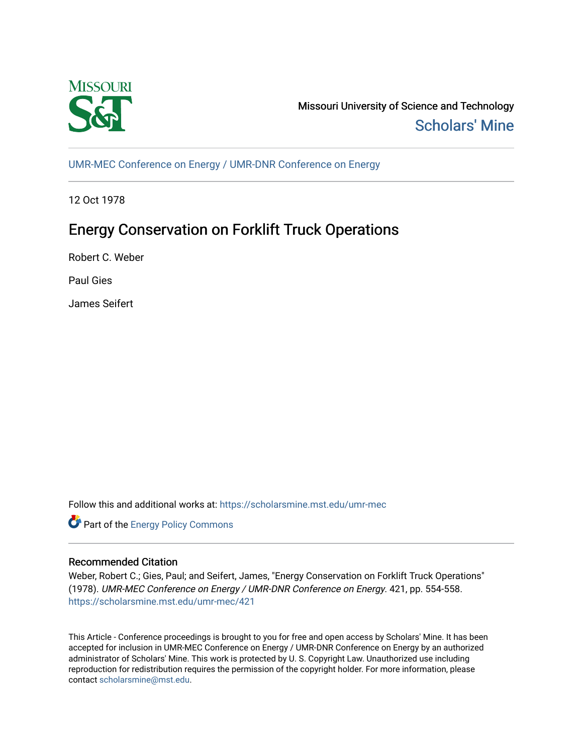Missouri University of Science and Technology

Scholars' Mine

UMR-MEC Conference on Energy / UMR-DNR Conference on Energy

12 Oct 1978

# Energy Conservation on Forklift Truck Operations

Robert C. Weber

Paul Gies

James Seifert

Follow this and additional works at: https://scholarsmine.mst.edu/umr-mec

Part of the Energy Policy Commons

## Recommended Citation

Weber, Robert C.; Gies, Paul; and Seifert, James, "Energy Conservation on Forklift Truck Operations" (1978). *UMR-MEC Conference on Energy / UMR-DNR Conference on Energy*. 421, pp. 554-558. https://scholarsmine.mst.edu/umr-mec/421

This Article - Conference proceedings is brought to you for free and open access by Scholars' Mine. It has been accepted for inclusion in UMR-MEC Conference on Energy / UMR-DNR Conference on Energy by an authorized administrator of Scholars' Mine. This work is protected by U. S. Copyright Law. Unauthorized use including reproduction for redistribution requires the permission of the copyright holder. For more information, please contact scholarsmine@mst.edu.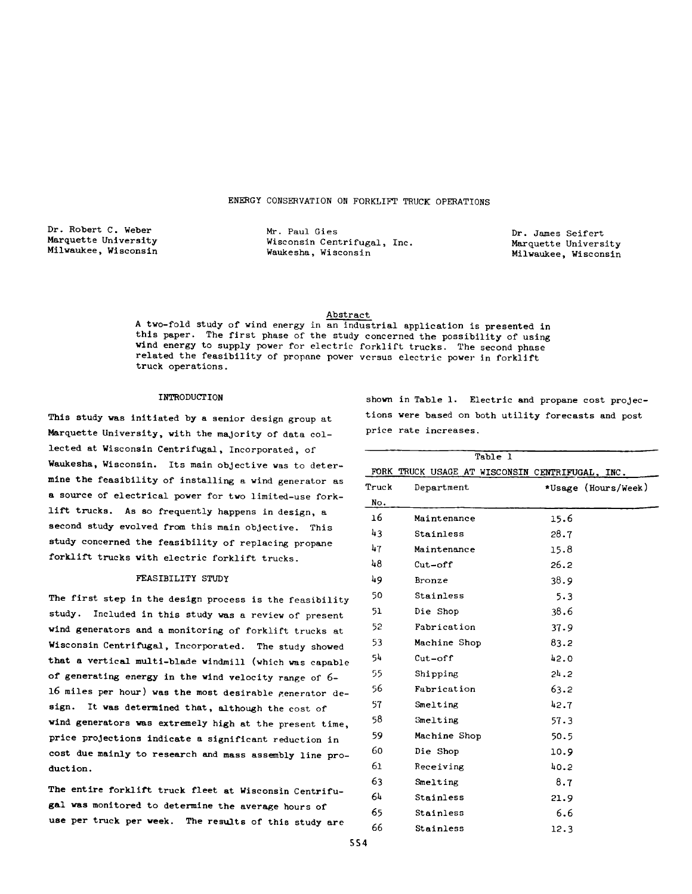# ENERGY CONSERVATION ON FORKLIFT TRUCK OPERATIONS

Dr. Robert C. Weber
Marquette University
Milwaukee, Wisconsin

Mr. Paul Gies
Wisconsin Centrifugal, Inc.
Waukesha, Wisconsin

Dr. James Seifert
Marquette University
Milwaukee, Wisconsin

## Abstract

A two-fold study of wind energy in an industrial application is presented in this paper. The first phase of the study concerned the possibility of using wind energy to supply power for electric forklift trucks. The second phase related the feasibility of propane power versus electric power in forklift truck operations.

## INTRODUCTION

This study was initiated by a senior design group at Marquette University, with the majority of data collected at Wisconsin Centrifugal, Incorporated, of Waukesha, Wisconsin. Its main objective was to determine the feasibility of installing a wind generator as a source of electrical power for two limited-use forklift trucks. As so frequently happens in design, a second study evolved from this main objective. This study concerned the feasibility of replacing propane forklift trucks with electric forklift trucks.

## FEASIBILITY STUDY

The first step in the design process is the feasibility study. Included in this study was a review of present wind generators and a monitoring of forklift trucks at Wisconsin Centrifugal, Incorporated. The study showed that a vertical multi-blade windmill (which was capable of generating energy in the wind velocity range of 6-16 miles per hour) was the most desirable generator design. It was determined that, although the cost of wind generators was extremely high at the present time, price projections indicate a significant reduction in cost due mainly to research and mass assembly line production.

The entire forklift truck fleet at Wisconsin Centrifugal was monitored to determine the average hours of use per truck per week. The results of this study are shown in Table 1. Electric and propane cost projections were based on both utility forecasts and post price rate increases.

Table 1

FORK TRUCK USAGE AT WISCONSIN CENTRIFUGAL, INC.

| Truck No. | Department | *Usage (Hours/Week) |
|---|---|---|
| 16 | Maintenance | 15.6 |
| 43 | Stainless | 28.7 |
| 47 | Maintenance | 15.8 |
| 48 | Cut-off | 26.2 |
| 49 | Bronze | 38.9 |
| 50 | Stainless | 5.3 |
| 51 | Die Shop | 38.6 |
| 52 | Fabrication | 37.9 |
| 53 | Machine Shop | 83.2 |
| 54 | Cut-off | 42.0 |
| 55 | Shipping | 24.2 |
| 56 | Fabrication | 63.2 |
| 57 | Smelting | 42.7 |
| 58 | Smelting | 57.3 |
| 59 | Machine Shop | 50.5 |
| 60 | Die Shop | 10.9 |
| 61 | Receiving | 40.2 |
| 63 | Smelting | 8.7 |
| 64 | Stainless | 21.9 |
| 65 | Stainless | 6.6 |
| 66 | Stainless | 12.3 |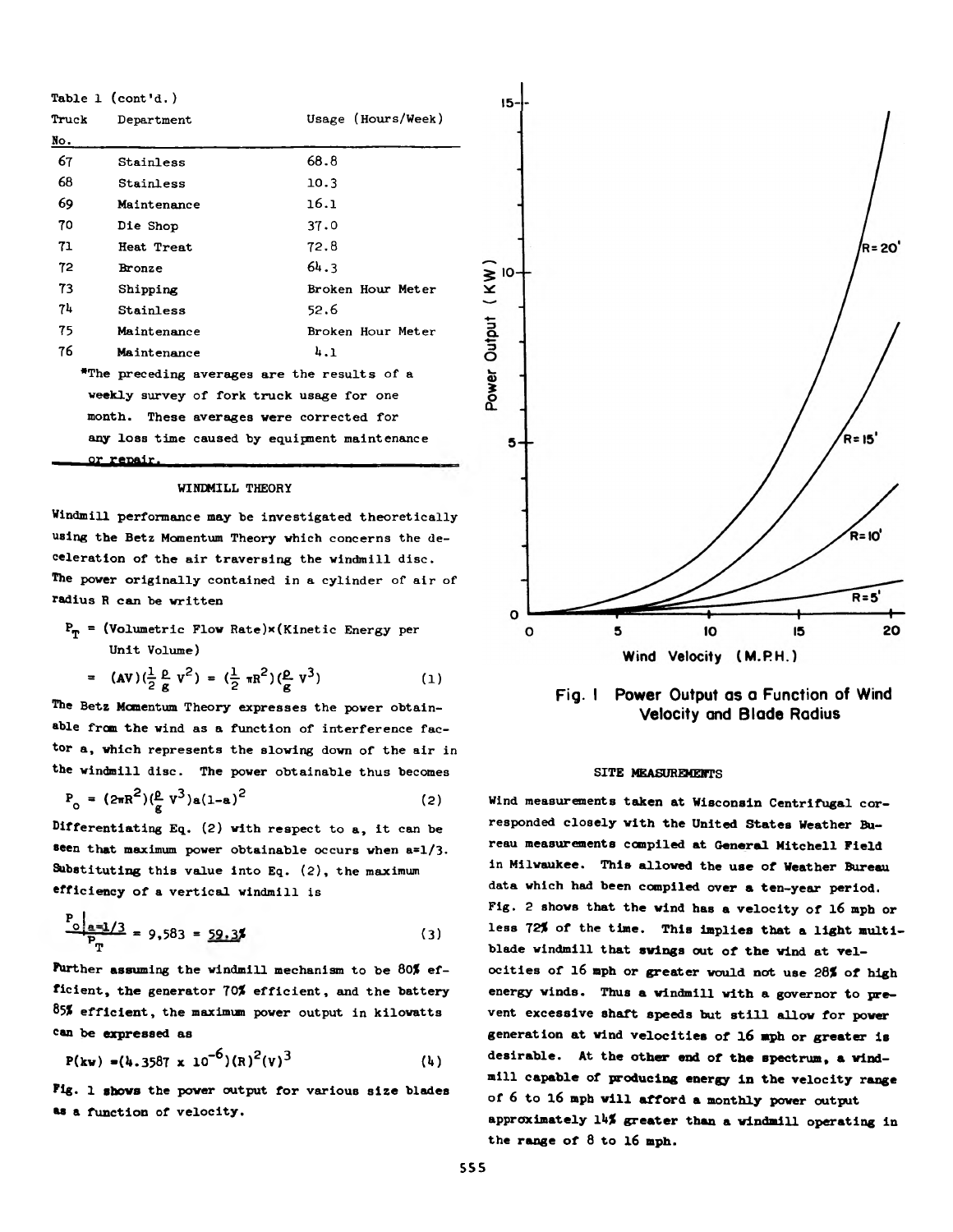Table 1 (cont'd.)

| Truck No. | Department | Usage (Hours/Week) |
|---|---|---|
| 67 | Stainless | 68.8 |
| 68 | Stainless | 10.3 |
| 69 | Maintenance | 16.1 |
| 70 | Die Shop | 37.0 |
| 71 | Heat Treat | 72.8 |
| 72 | Bronze | 64.3 |
| 73 | Shipping | Broken Hour Meter |
| 74 | Stainless | 52.6 |
| 75 | Maintenance | Broken Hour Meter |
| 76 | Maintenance | 4.1 |

*The preceding averages are the results of a weekly survey of fork truck usage for one month. These averages were corrected for any loss time caused by equipment maintenance or repair.

## WINDMILL THEORY

Windmill performance may be investigated theoretically using the Betz Momentum Theory which concerns the deceleration of the air traversing the windmill disc. The power originally contained in a cylinder of air of radius R can be written

$$P_T = \text{(Volumetric Flow Rate)} \times \text{(Kinetic Energy per Unit Volume)}$$

$$= (AV)\left(\frac{1}{2}\frac{\rho}{g}v^2\right) = \left(\frac{1}{2}\pi R^2\right)\left(\frac{\rho}{g}v^3\right) \quad (1)$$

The Betz Momentum Theory expresses the power obtainable from the wind as a function of interference factor a, which represents the slowing down of the air in the windmill disc. The power obtainable thus becomes

$$P_o = (2\pi R^2)\left(\frac{\rho}{g}v^3\right)a(1-a)^2 \quad (2)$$

Differentiating Eq. (2) with respect to a, it can be seen that maximum power obtainable occurs when a=1/3. Substituting this value into Eq. (2), the maximum efficiency of a vertical windmill is

$$\frac{P_o\big|_{a=1/3}}{P_T} = 9{,}583 = \underline{59.3\%} \quad (3)$$

Further assuming the windmill mechanism to be 80% efficient, the generator 70% efficient, and the battery 85% efficient, the maximum power output in kilowatts can be expressed as

$$P(kw) = (4.3587 \times 10^{-6})(R)^2(v)^3 \quad (4)$$

Fig. 1 shows the power output for various size blades as a function of velocity.

Fig. 1 Power Output as a Function of Wind Velocity and Blade Radius

## SITE MEASUREMENTS

Wind measurements taken at Wisconsin Centrifugal corresponded closely with the United States Weather Bureau measurements compiled at General Mitchell Field in Milwaukee. This allowed the use of Weather Bureau data which had been compiled over a ten-year period. Fig. 2 shows that the wind has a velocity of 16 mph or less 72% of the time. This implies that a light multiblade windmill that swings out of the wind at velocities of 16 mph or greater would not use 28% of high energy winds. Thus a windmill with a governor to prevent excessive shaft speeds but still allow for power generation at wind velocities of 16 mph or greater is desirable. At the other end of the spectrum, a windmill capable of producing energy in the velocity range of 6 to 16 mph will afford a monthly power output approximately 14% greater than a windmill operating in the range of 8 to 16 mph.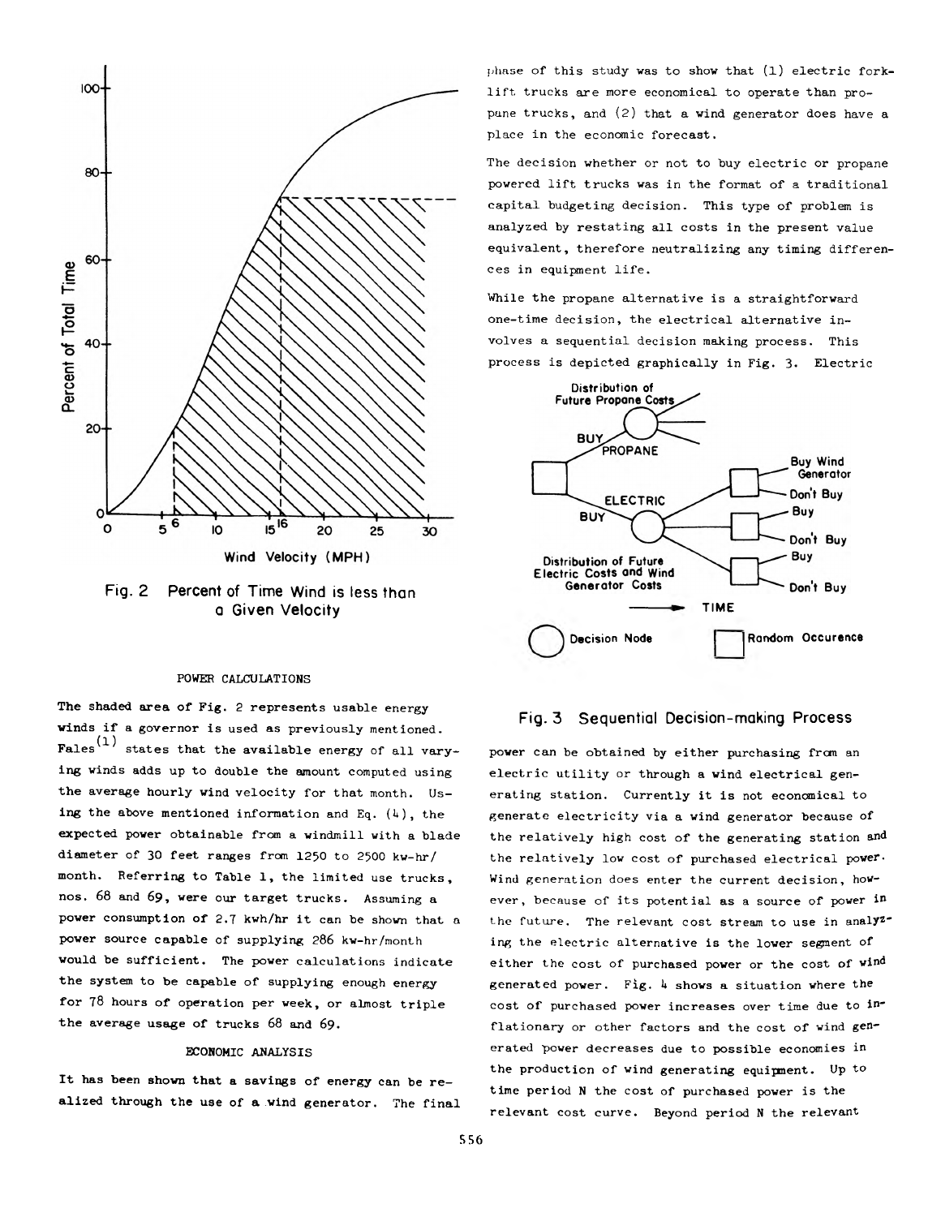Fig. 2 Percent of Time Wind is less than a Given Velocity

## POWER CALCULATIONS

The shaded area of Fig. 2 represents usable energy winds if a governor is used as previously mentioned. Fales[1] states that the available energy of all varying winds adds up to double the amount computed using the average hourly wind velocity for that month. Using the above mentioned information and Eq. (4), the expected power obtainable from a windmill with a blade diameter of 30 feet ranges from 1250 to 2500 kw-hr/month. Referring to Table 1, the limited use trucks, nos. 68 and 69, were our target trucks. Assuming a power consumption of 2.7 kwh/hr it can be shown that a power source capable of supplying 286 kw-hr/month would be sufficient. The power calculations indicate the system to be capable of supplying enough energy for 78 hours of operation per week, or almost triple the average usage of trucks 68 and 69.

## ECONOMIC ANALYSIS

It has been shown that a savings of energy can be realized through the use of a wind generator. The final phase of this study was to show that (1) electric forklift trucks are more economical to operate than propane trucks, and (2) that a wind generator does have a place in the economic forecast.

The decision whether or not to buy electric or propane powered lift trucks was in the format of a traditional capital budgeting decision. This type of problem is analyzed by restating all costs in the present value equivalent, therefore neutralizing any timing differences in equipment life.

While the propane alternative is a straightforward one-time decision, the electrical alternative involves a sequential decision making process. This process is depicted graphically in Fig. 3. Electric power can be obtained by either purchasing from an electric utility or through a wind electrical generating station. Currently it is not economical to generate electricity via a wind generator because of the relatively high cost of the generating station and the relatively low cost of purchased electrical power. Wind generation does enter the current decision, however, because of its potential as a source of power in the future. The relevant cost stream to use in analyzing the electric alternative is the lower segment of either the cost of purchased power or the cost of wind generated power. Fig. 4 shows a situation where the cost of purchased power increases over time due to inflationary or other factors and the cost of wind generated power decreases due to possible economies in the production of wind generating equipment. Up to time period N the cost of purchased power is the relevant cost curve. Beyond period N the relevant

Fig. 3 Sequential Decision-making Process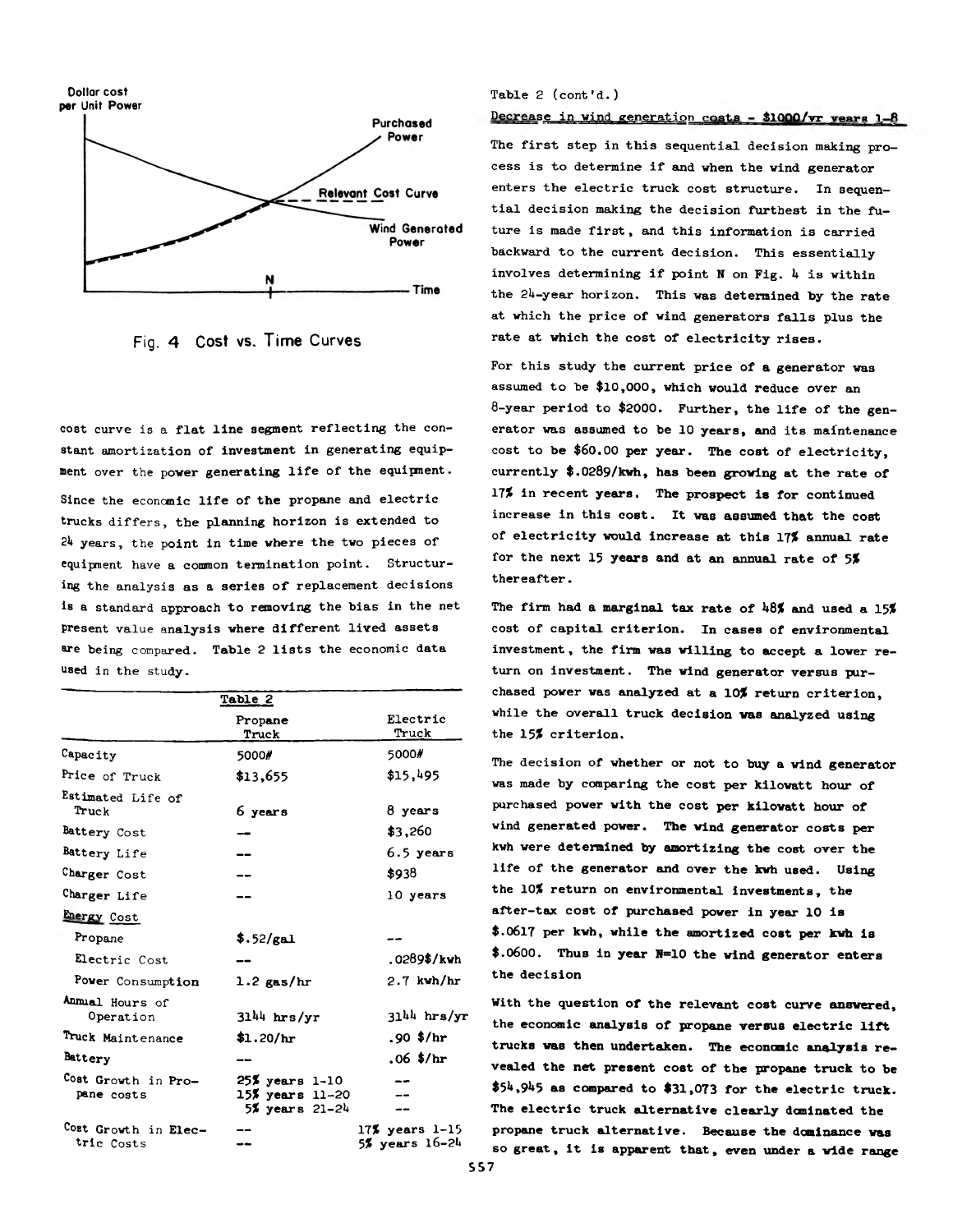Fig. 4 Cost vs. Time Curves

cost curve is a flat line segment reflecting the constant amortization of investment in generating equipment over the power generating life of the equipment.

Since the economic life of the propane and electric trucks differs, the planning horizon is extended to 24 years, the point in time where the two pieces of equipment have a common termination point. Structuring the analysis as a series of replacement decisions is a standard approach to removing the bias in the net present value analysis where different lived assets are being compared. Table 2 lists the economic data used in the study.

Table 2

| | Propane Truck | Electric Truck |
|---|---|---|
| Capacity | 5000# | 5000# |
| Price of Truck | $13,655 | $15,495 |
| Estimated Life of Truck | 6 years | 8 years |
| Battery Cost | -- | $3,260 |
| Battery Life | -- | 6.5 years |
| Charger Cost | -- | $938 |
| Charger Life | -- | 10 years |
| Energy Cost | | |
| Propane | $.52/gal | -- |
| Electric Cost | -- | .0289$/kwh |
| Power Consumption | 1.2 gas/hr | 2.7 kwh/hr |
| Annual Hours of Operation | 3144 hrs/yr | 3144 hrs/yr |
| Truck Maintenance | $1.20/hr | .90 $/hr |
| Battery | -- | .06 $/hr |
| Cost Growth in Propane costs | 25% years 1-10<br>15% years 11-20<br>5% years 21-24 | --<br>--<br>-- |
| Cost Growth in Electric Costs | --<br>-- | 17% years 1-15<br>5% years 16-24 |

Table 2 (cont'd.)

Decrease in wind generation costs - $1000/yr years 1-8

The first step in this sequential decision making process is to determine if and when the wind generator enters the electric truck cost structure. In sequential decision making the decision furthest in the future is made first, and this information is carried backward to the current decision. This essentially involves determining if point N on Fig. 4 is within the 24-year horizon. This was determined by the rate at which the price of wind generators falls plus the rate at which the cost of electricity rises.

For this study the current price of a generator was assumed to be $10,000, which would reduce over an 8-year period to $2000. Further, the life of the generator was assumed to be 10 years, and its maintenance cost to be $60.00 per year. The cost of electricity, currently $.0289/kwh, has been growing at the rate of 17% in recent years. The prospect is for continued increase in this cost. It was assumed that the cost of electricity would increase at this 17% annual rate for the next 15 years and at an annual rate of 5% thereafter.

The firm had a marginal tax rate of 48% and used a 15% cost of capital criterion. In cases of environmental investment, the firm was willing to accept a lower return on investment. The wind generator versus purchased power was analyzed at a 10% return criterion, while the overall truck decision was analyzed using the 15% criterion.

The decision of whether or not to buy a wind generator was made by comparing the cost per kilowatt hour of purchased power with the cost per kilowatt hour of wind generated power. The wind generator costs per kwh were determined by amortizing the cost over the life of the generator and over the kwh used. Using the 10% return on environmental investments, the after-tax cost of purchased power in year 10 is $.0617 per kwh, while the amortized cost per kwh is $.0600. Thus in year N=10 the wind generator enters the decision

With the question of the relevant cost curve answered, the economic analysis of propane versus electric lift trucks was then undertaken. The economic analysis revealed the net present cost of the propane truck to be $54,945 as compared to $31,073 for the electric truck. The electric truck alternative clearly dominated the propane truck alternative. Because the dominance was so great, it is apparent that, even under a wide range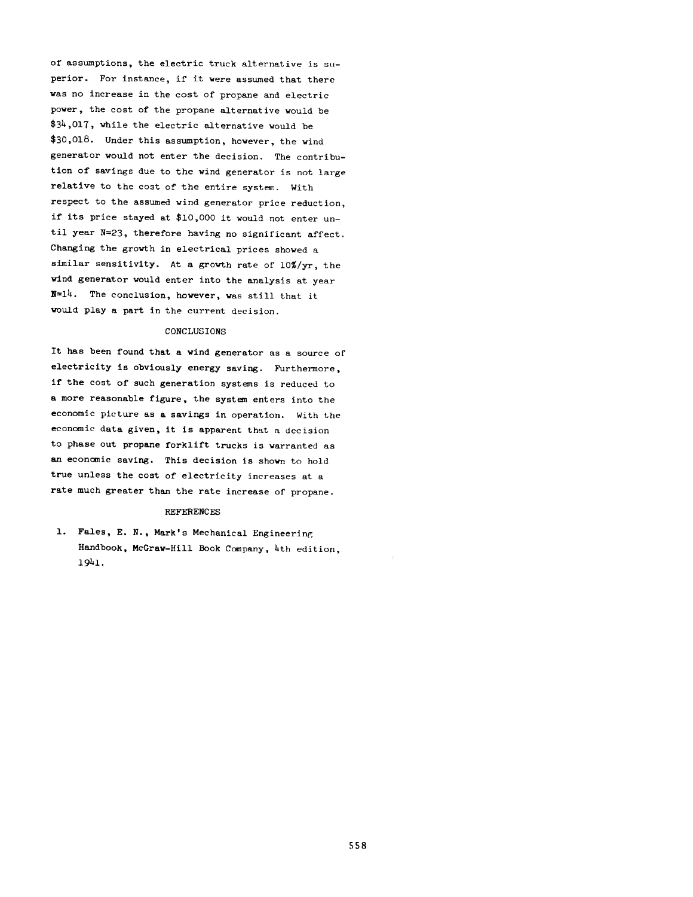of assumptions, the electric truck alternative is superior. For instance, if it were assumed that there was no increase in the cost of propane and electric power, the cost of the propane alternative would be \$34,017, while the electric alternative would be \$30,018. Under this assumption, however, the wind generator would not enter the decision. The contribution of savings due to the wind generator is not large relative to the cost of the entire system. With respect to the assumed wind generator price reduction, if its price stayed at \$10,000 it would not enter until year N=23, therefore having no significant affect. Changing the growth in electrical prices showed a similar sensitivity. At a growth rate of 10%/yr, the wind generator would enter into the analysis at year N=14. The conclusion, however, was still that it would play a part in the current decision.

## CONCLUSIONS

It has been found that a wind generator as a source of electricity is obviously energy saving. Furthermore, if the cost of such generation systems is reduced to a more reasonable figure, the system enters into the economic picture as a savings in operation. With the economic data given, it is apparent that a decision to phase out propane forklift trucks is warranted as an economic saving. This decision is shown to hold true unless the cost of electricity increases at a rate much greater than the rate increase of propane.

## REFERENCES

1. Fales, E. N., Mark's Mechanical Engineering Handbook, McGraw-Hill Book Company, 4th edition, 1941.